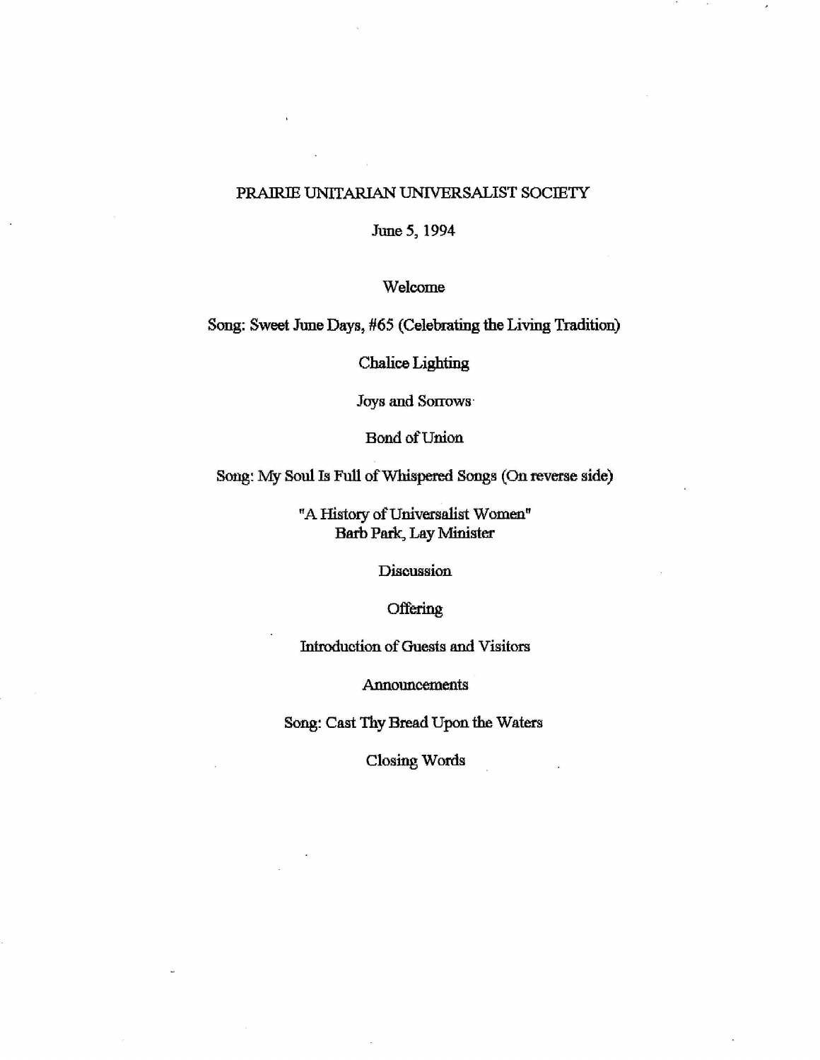# PRAIRIE UNITARIAN UNIVERSALIST SOCIETY

June 5, 1994

Welcome

Song: Sweet June Days, #65 (Celebrating the Living Tradition)

Chalice Lighting

Joys and Sorrows

Bond of Union

Song: My Soul Is Full of Whispered Songs (On reverse side)

"A History of Universalist Women"
Barb Park, Lay Minister

Discussion

Offering

Introduction of Guests and Visitors

Announcements

Song: Cast Thy Bread Upon the Waters

Closing Words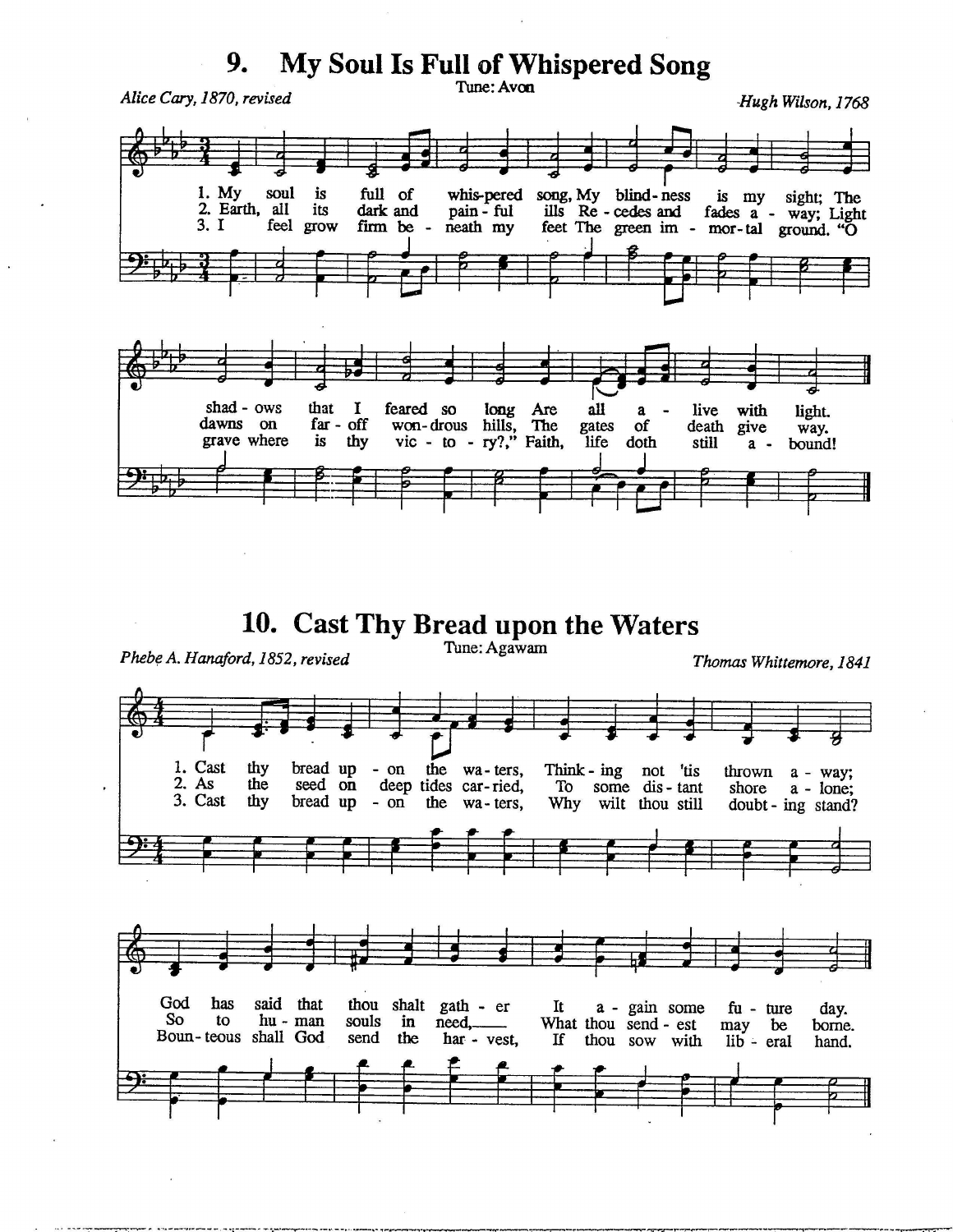## 9. My Soul Is Full of Whispered Song

Tune: Avon

*Alice Cary, 1870, revised*

*Hugh Wilson, 1768*

1. My soul is full of whis-pered song, My blind-ness is my sight; The shad-ows that I feared so long Are all a-live with light.
2. Earth, all its dark and pain-ful ills Re-cedes and fades a-way; Light dawns on far-off won-drous hills, The gates of death give way.
3. I feel grow firm be-neath my feet The green im-mor-tal ground. "O grave where is thy vic-to-ry?," Faith, life doth still a-bound!

## 10. Cast Thy Bread upon the Waters

Tune: Agawam

*Phebe A. Hanaford, 1852, revised*

*Thomas Whittemore, 1841*

1. Cast thy bread up-on the wa-ters, Think-ing not 'tis thrown a-way; God has said that thou shalt gath-er It a-gain some fu-ture day.
2. As the seed on deep tides car-ried, To some dis-tant shore a-lone; So to hu-man souls in need,—— What thou send-est may be borne.
3. Cast thy bread up-on the wa-ters, Why wilt thou still doubt-ing stand? Boun-teous shall God send the har-vest, If thou sow with lib-eral hand.